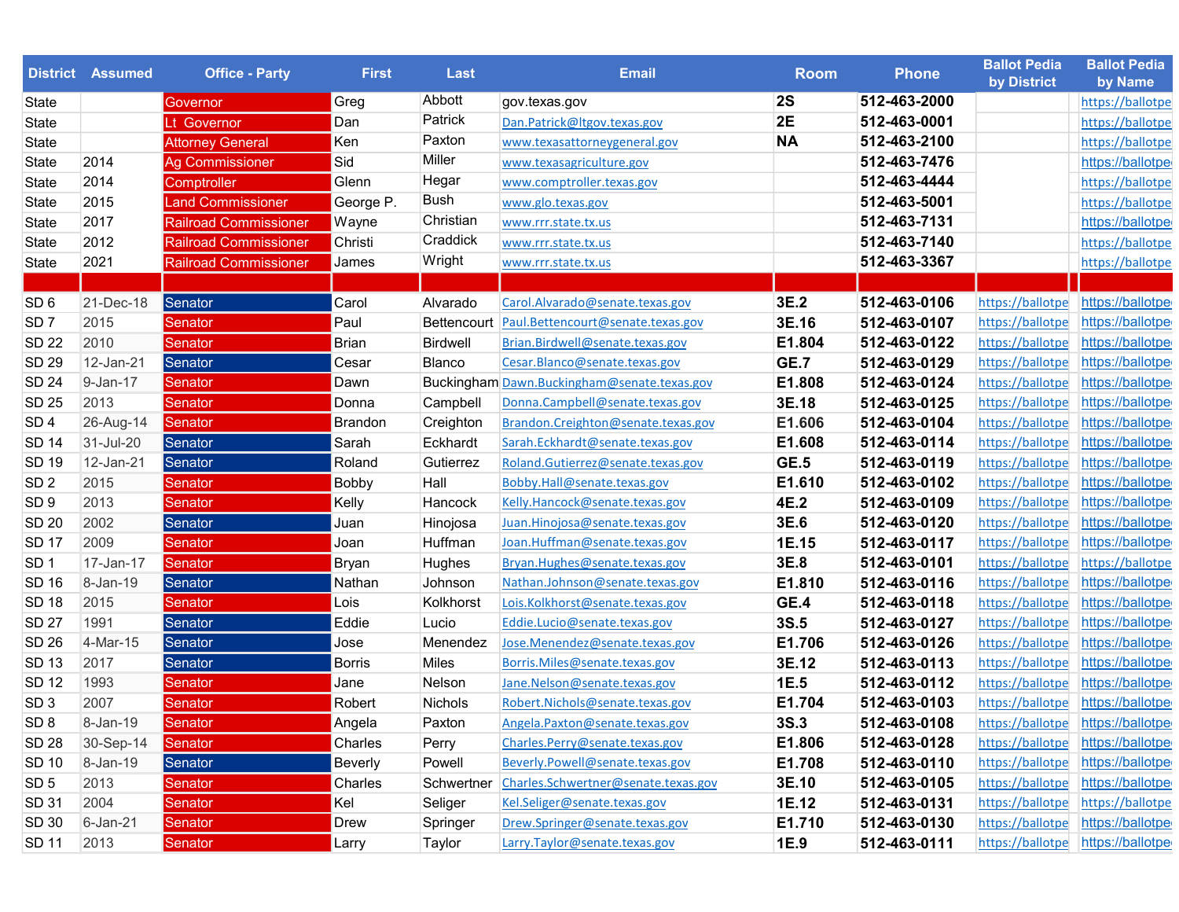| District | Assumed | Office - Party | First | Last | Email | Room | Phone | Ballot Pedia by District | Ballot Pedia by Name |
|---|---|---|---|---|---|---|---|---|---|
| State | | Governor | Greg | Abbott | gov.texas.gov | 2S | 512-463-2000 | | https://ballotpe |
| State | | Lt Governor | Dan | Patrick | Dan.Patrick@ltgov.texas.gov | 2E | 512-463-0001 | | https://ballotpe |
| State | | Attorney General | Ken | Paxton | www.texasattorneygeneral.gov | NA | 512-463-2100 | | https://ballotpe |
| State | 2014 | Ag Commissioner | Sid | Miller | www.texasagriculture.gov | | 512-463-7476 | | https://ballotpe |
| State | 2014 | Comptroller | Glenn | Hegar | www.comptroller.texas.gov | | 512-463-4444 | | https://ballotpe |
| State | 2015 | Land Commissioner | George P. | Bush | www.glo.texas.gov | | 512-463-5001 | | https://ballotpe |
| State | 2017 | Railroad Commissioner | Wayne | Christian | www.rrr.state.tx.us | | 512-463-7131 | | https://ballotpe |
| State | 2012 | Railroad Commissioner | Christi | Craddick | www.rrr.state.tx.us | | 512-463-7140 | | https://ballotpe |
| State | 2021 | Railroad Commissioner | James | Wright | www.rrr.state.tx.us | | 512-463-3367 | | https://ballotpe |
| | | | | | | | | | |
| SD 6 | 21-Dec-18 | Senator | Carol | Alvarado | Carol.Alvarado@senate.texas.gov | 3E.2 | 512-463-0106 | https://ballotpe | https://ballotpe |
| SD 7 | 2015 | Senator | Paul | Bettencourt | Paul.Bettencourt@senate.texas.gov | 3E.16 | 512-463-0107 | https://ballotpe | https://ballotpe |
| SD 22 | 2010 | Senator | Brian | Birdwell | Brian.Birdwell@senate.texas.gov | E1.804 | 512-463-0122 | https://ballotpe | https://ballotpe |
| SD 29 | 12-Jan-21 | Senator | Cesar | Blanco | Cesar.Blanco@senate.texas.gov | GE.7 | 512-463-0129 | https://ballotpe | https://ballotpe |
| SD 24 | 9-Jan-17 | Senator | Dawn | Buckingham | Dawn.Buckingham@senate.texas.gov | E1.808 | 512-463-0124 | https://ballotpe | https://ballotpe |
| SD 25 | 2013 | Senator | Donna | Campbell | Donna.Campbell@senate.texas.gov | 3E.18 | 512-463-0125 | https://ballotpe | https://ballotpe |
| SD 4 | 26-Aug-14 | Senator | Brandon | Creighton | Brandon.Creighton@senate.texas.gov | E1.606 | 512-463-0104 | https://ballotpe | https://ballotpe |
| SD 14 | 31-Jul-20 | Senator | Sarah | Eckhardt | Sarah.Eckhardt@senate.texas.gov | E1.608 | 512-463-0114 | https://ballotpe | https://ballotpe |
| SD 19 | 12-Jan-21 | Senator | Roland | Gutierrez | Roland.Gutierrez@senate.texas.gov | GE.5 | 512-463-0119 | https://ballotpe | https://ballotpe |
| SD 2 | 2015 | Senator | Bobby | Hall | Bobby.Hall@senate.texas.gov | E1.610 | 512-463-0102 | https://ballotpe | https://ballotpe |
| SD 9 | 2013 | Senator | Kelly | Hancock | Kelly.Hancock@senate.texas.gov | 4E.2 | 512-463-0109 | https://ballotpe | https://ballotpe |
| SD 20 | 2002 | Senator | Juan | Hinojosa | Juan.Hinojosa@senate.texas.gov | 3E.6 | 512-463-0120 | https://ballotpe | https://ballotpe |
| SD 17 | 2009 | Senator | Joan | Huffman | Joan.Huffman@senate.texas.gov | 1E.15 | 512-463-0117 | https://ballotpe | https://ballotpe |
| SD 1 | 17-Jan-17 | Senator | Bryan | Hughes | Bryan.Hughes@senate.texas.gov | 3E.8 | 512-463-0101 | https://ballotpe | https://ballotpe |
| SD 16 | 8-Jan-19 | Senator | Nathan | Johnson | Nathan.Johnson@senate.texas.gov | E1.810 | 512-463-0116 | https://ballotpe | https://ballotpe |
| SD 18 | 2015 | Senator | Lois | Kolkhorst | Lois.Kolkhorst@senate.texas.gov | GE.4 | 512-463-0118 | https://ballotpe | https://ballotpe |
| SD 27 | 1991 | Senator | Eddie | Lucio | Eddie.Lucio@senate.texas.gov | 3S.5 | 512-463-0127 | https://ballotpe | https://ballotpe |
| SD 26 | 4-Mar-15 | Senator | Jose | Menendez | Jose.Menendez@senate.texas.gov | E1.706 | 512-463-0126 | https://ballotpe | https://ballotpe |
| SD 13 | 2017 | Senator | Borris | Miles | Borris.Miles@senate.texas.gov | 3E.12 | 512-463-0113 | https://ballotpe | https://ballotpe |
| SD 12 | 1993 | Senator | Jane | Nelson | Jane.Nelson@senate.texas.gov | 1E.5 | 512-463-0112 | https://ballotpe | https://ballotpe |
| SD 3 | 2007 | Senator | Robert | Nichols | Robert.Nichols@senate.texas.gov | E1.704 | 512-463-0103 | https://ballotpe | https://ballotpe |
| SD 8 | 8-Jan-19 | Senator | Angela | Paxton | Angela.Paxton@senate.texas.gov | 3S.3 | 512-463-0108 | https://ballotpe | https://ballotpe |
| SD 28 | 30-Sep-14 | Senator | Charles | Perry | Charles.Perry@senate.texas.gov | E1.806 | 512-463-0128 | https://ballotpe | https://ballotpe |
| SD 10 | 8-Jan-19 | Senator | Beverly | Powell | Beverly.Powell@senate.texas.gov | E1.708 | 512-463-0110 | https://ballotpe | https://ballotpe |
| SD 5 | 2013 | Senator | Charles | Schwertner | Charles.Schwertner@senate.texas.gov | 3E.10 | 512-463-0105 | https://ballotpe | https://ballotpe |
| SD 31 | 2004 | Senator | Kel | Seliger | Kel.Seliger@senate.texas.gov | 1E.12 | 512-463-0131 | https://ballotpe | https://ballotpe |
| SD 30 | 6-Jan-21 | Senator | Drew | Springer | Drew.Springer@senate.texas.gov | E1.710 | 512-463-0130 | https://ballotpe | https://ballotpe |
| SD 11 | 2013 | Senator | Larry | Taylor | Larry.Taylor@senate.texas.gov | 1E.9 | 512-463-0111 | https://ballotpe | https://ballotpe |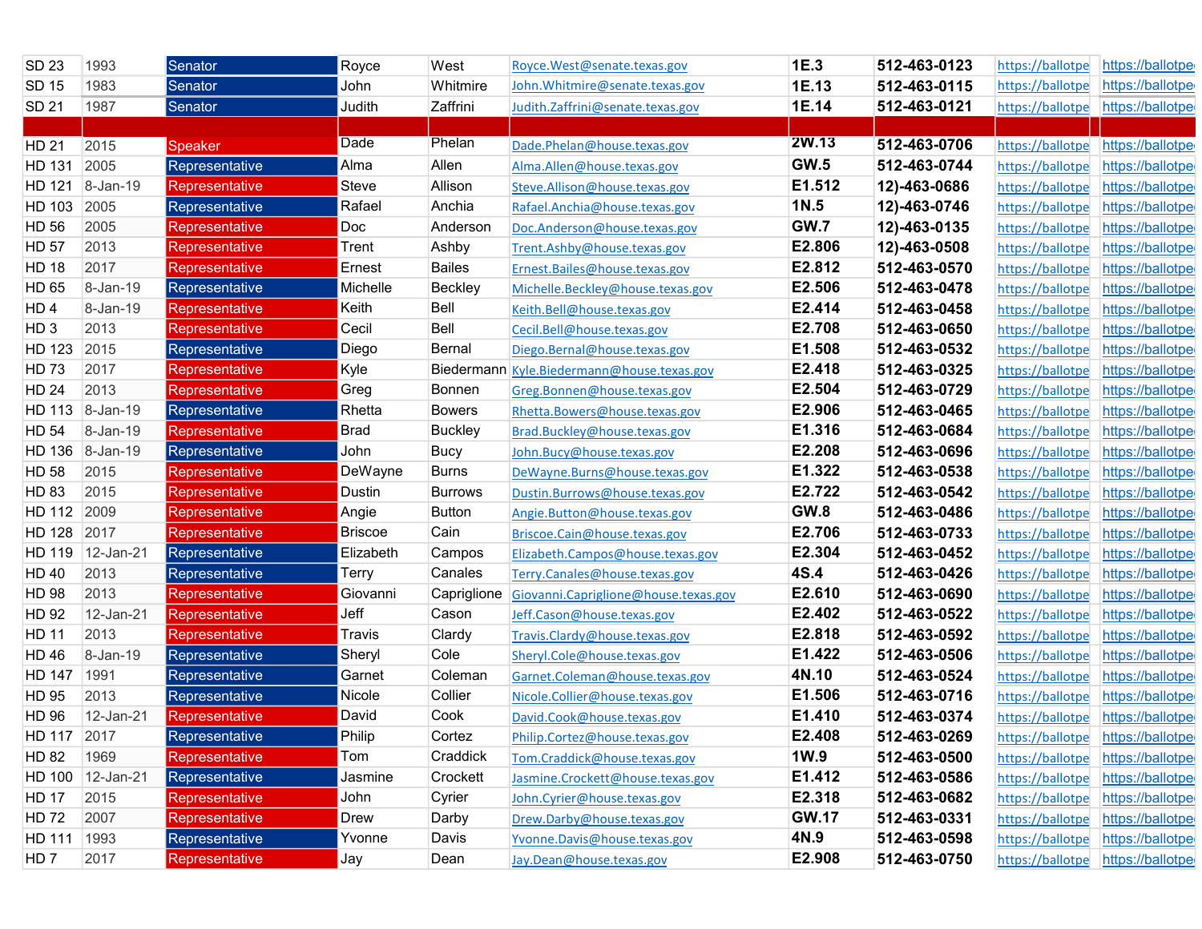| | | | | | | | | | |
|---|---|---|---|---|---|---|---|---|---|
| SD 23 | 1993 | Senator | Royce | West | Royce.West@senate.texas.gov | 1E.3 | 512-463-0123 | https://ballotpe | https://ballotpe |
| SD 15 | 1983 | Senator | John | Whitmire | John.Whitmire@senate.texas.gov | 1E.13 | 512-463-0115 | https://ballotpe | https://ballotpe |
| SD 21 | 1987 | Senator | Judith | Zaffrini | Judith.Zaffrini@senate.texas.gov | 1E.14 | 512-463-0121 | https://ballotpe | https://ballotpe |
| | | | | | | | | | |
| HD 21 | 2015 | Speaker | Dade | Phelan | Dade.Phelan@house.texas.gov | 2W.13 | 512-463-0706 | https://ballotpe | https://ballotpe |
| HD 131 | 2005 | Representative | Alma | Allen | Alma.Allen@house.texas.gov | GW.5 | 512-463-0744 | https://ballotpe | https://ballotpe |
| HD 121 | 8-Jan-19 | Representative | Steve | Allison | Steve.Allison@house.texas.gov | E1.512 | 12)-463-0686 | https://ballotpe | https://ballotpe |
| HD 103 | 2005 | Representative | Rafael | Anchia | Rafael.Anchia@house.texas.gov | 1N.5 | 12)-463-0746 | https://ballotpe | https://ballotpe |
| HD 56 | 2005 | Representative | Doc | Anderson | Doc.Anderson@house.texas.gov | GW.7 | 12)-463-0135 | https://ballotpe | https://ballotpe |
| HD 57 | 2013 | Representative | Trent | Ashby | Trent.Ashby@house.texas.gov | E2.806 | 12)-463-0508 | https://ballotpe | https://ballotpe |
| HD 18 | 2017 | Representative | Ernest | Bailes | Ernest.Bailes@house.texas.gov | E2.812 | 512-463-0570 | https://ballotpe | https://ballotpe |
| HD 65 | 8-Jan-19 | Representative | Michelle | Beckley | Michelle.Beckley@house.texas.gov | E2.506 | 512-463-0478 | https://ballotpe | https://ballotpe |
| HD 4 | 8-Jan-19 | Representative | Keith | Bell | Keith.Bell@house.texas.gov | E2.414 | 512-463-0458 | https://ballotpe | https://ballotpe |
| HD 3 | 2013 | Representative | Cecil | Bell | Cecil.Bell@house.texas.gov | E2.708 | 512-463-0650 | https://ballotpe | https://ballotpe |
| HD 123 | 2015 | Representative | Diego | Bernal | Diego.Bernal@house.texas.gov | E1.508 | 512-463-0532 | https://ballotpe | https://ballotpe |
| HD 73 | 2017 | Representative | Kyle | Biedermann | Kyle.Biedermann@house.texas.gov | E2.418 | 512-463-0325 | https://ballotpe | https://ballotpe |
| HD 24 | 2013 | Representative | Greg | Bonnen | Greg.Bonnen@house.texas.gov | E2.504 | 512-463-0729 | https://ballotpe | https://ballotpe |
| HD 113 | 8-Jan-19 | Representative | Rhetta | Bowers | Rhetta.Bowers@house.texas.gov | E2.906 | 512-463-0465 | https://ballotpe | https://ballotpe |
| HD 54 | 8-Jan-19 | Representative | Brad | Buckley | Brad.Buckley@house.texas.gov | E1.316 | 512-463-0684 | https://ballotpe | https://ballotpe |
| HD 136 | 8-Jan-19 | Representative | John | Bucy | John.Bucy@house.texas.gov | E2.208 | 512-463-0696 | https://ballotpe | https://ballotpe |
| HD 58 | 2015 | Representative | DeWayne | Burns | DeWayne.Burns@house.texas.gov | E1.322 | 512-463-0538 | https://ballotpe | https://ballotpe |
| HD 83 | 2015 | Representative | Dustin | Burrows | Dustin.Burrows@house.texas.gov | E2.722 | 512-463-0542 | https://ballotpe | https://ballotpe |
| HD 112 | 2009 | Representative | Angie | Button | Angie.Button@house.texas.gov | GW.8 | 512-463-0486 | https://ballotpe | https://ballotpe |
| HD 128 | 2017 | Representative | Briscoe | Cain | Briscoe.Cain@house.texas.gov | E2.706 | 512-463-0733 | https://ballotpe | https://ballotpe |
| HD 119 | 12-Jan-21 | Representative | Elizabeth | Campos | Elizabeth.Campos@house.texas.gov | E2.304 | 512-463-0452 | https://ballotpe | https://ballotpe |
| HD 40 | 2013 | Representative | Terry | Canales | Terry.Canales@house.texas.gov | 4S.4 | 512-463-0426 | https://ballotpe | https://ballotpe |
| HD 98 | 2013 | Representative | Giovanni | Capriglione | Giovanni.Capriglione@house.texas.gov | E2.610 | 512-463-0690 | https://ballotpe | https://ballotpe |
| HD 92 | 12-Jan-21 | Representative | Jeff | Cason | Jeff.Cason@house.texas.gov | E2.402 | 512-463-0522 | https://ballotpe | https://ballotpe |
| HD 11 | 2013 | Representative | Travis | Clardy | Travis.Clardy@house.texas.gov | E2.818 | 512-463-0592 | https://ballotpe | https://ballotpe |
| HD 46 | 8-Jan-19 | Representative | Sheryl | Cole | Sheryl.Cole@house.texas.gov | E1.422 | 512-463-0506 | https://ballotpe | https://ballotpe |
| HD 147 | 1991 | Representative | Garnet | Coleman | Garnet.Coleman@house.texas.gov | 4N.10 | 512-463-0524 | https://ballotpe | https://ballotpe |
| HD 95 | 2013 | Representative | Nicole | Collier | Nicole.Collier@house.texas.gov | E1.506 | 512-463-0716 | https://ballotpe | https://ballotpe |
| HD 96 | 12-Jan-21 | Representative | David | Cook | David.Cook@house.texas.gov | E1.410 | 512-463-0374 | https://ballotpe | https://ballotpe |
| HD 117 | 2017 | Representative | Philip | Cortez | Philip.Cortez@house.texas.gov | E2.408 | 512-463-0269 | https://ballotpe | https://ballotpe |
| HD 82 | 1969 | Representative | Tom | Craddick | Tom.Craddick@house.texas.gov | 1W.9 | 512-463-0500 | https://ballotpe | https://ballotpe |
| HD 100 | 12-Jan-21 | Representative | Jasmine | Crockett | Jasmine.Crockett@house.texas.gov | E1.412 | 512-463-0586 | https://ballotpe | https://ballotpe |
| HD 17 | 2015 | Representative | John | Cyrier | John.Cyrier@house.texas.gov | E2.318 | 512-463-0682 | https://ballotpe | https://ballotpe |
| HD 72 | 2007 | Representative | Drew | Darby | Drew.Darby@house.texas.gov | GW.17 | 512-463-0331 | https://ballotpe | https://ballotpe |
| HD 111 | 1993 | Representative | Yvonne | Davis | Yvonne.Davis@house.texas.gov | 4N.9 | 512-463-0598 | https://ballotpe | https://ballotpe |
| HD 7 | 2017 | Representative | Jay | Dean | Jay.Dean@house.texas.gov | E2.908 | 512-463-0750 | https://ballotpe | https://ballotpe |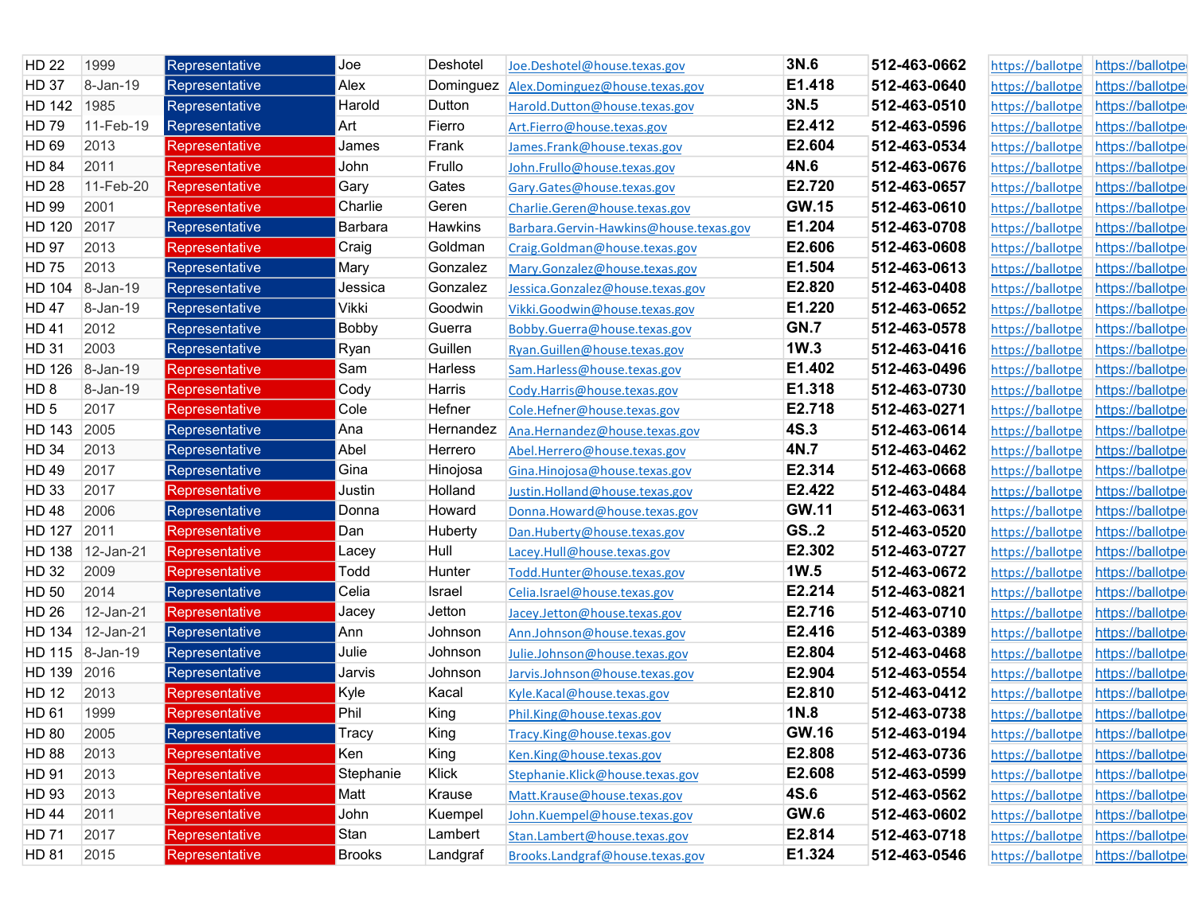| | | | | | | | | | |
|---|---|---|---|---|---|---|---|---|---|
| HD 22 | 1999 | Representative | Joe | Deshotel | Joe.Deshotel@house.texas.gov | 3N.6 | 512-463-0662 | https://ballotpe | https://ballotpe |
| HD 37 | 8-Jan-19 | Representative | Alex | Dominguez | Alex.Dominguez@house.texas.gov | E1.418 | 512-463-0640 | https://ballotpe | https://ballotpe |
| HD 142 | 1985 | Representative | Harold | Dutton | Harold.Dutton@house.texas.gov | 3N.5 | 512-463-0510 | https://ballotpe | https://ballotpe |
| HD 79 | 11-Feb-19 | Representative | Art | Fierro | Art.Fierro@house.texas.gov | E2.412 | 512-463-0596 | https://ballotpe | https://ballotpe |
| HD 69 | 2013 | Representative | James | Frank | James.Frank@house.texas.gov | E2.604 | 512-463-0534 | https://ballotpe | https://ballotpe |
| HD 84 | 2011 | Representative | John | Frullo | John.Frullo@house.texas.gov | 4N.6 | 512-463-0676 | https://ballotpe | https://ballotpe |
| HD 28 | 11-Feb-20 | Representative | Gary | Gates | Gary.Gates@house.texas.gov | E2.720 | 512-463-0657 | https://ballotpe | https://ballotpe |
| HD 99 | 2001 | Representative | Charlie | Geren | Charlie.Geren@house.texas.gov | GW.15 | 512-463-0610 | https://ballotpe | https://ballotpe |
| HD 120 | 2017 | Representative | Barbara | Hawkins | Barbara.Gervin-Hawkins@house.texas.gov | E1.204 | 512-463-0708 | https://ballotpe | https://ballotpe |
| HD 97 | 2013 | Representative | Craig | Goldman | Craig.Goldman@house.texas.gov | E2.606 | 512-463-0608 | https://ballotpe | https://ballotpe |
| HD 75 | 2013 | Representative | Mary | Gonzalez | Mary.Gonzalez@house.texas.gov | E1.504 | 512-463-0613 | https://ballotpe | https://ballotpe |
| HD 104 | 8-Jan-19 | Representative | Jessica | Gonzalez | Jessica.Gonzalez@house.texas.gov | E2.820 | 512-463-0408 | https://ballotpe | https://ballotpe |
| HD 47 | 8-Jan-19 | Representative | Vikki | Goodwin | Vikki.Goodwin@house.texas.gov | E1.220 | 512-463-0652 | https://ballotpe | https://ballotpe |
| HD 41 | 2012 | Representative | Bobby | Guerra | Bobby.Guerra@house.texas.gov | GN.7 | 512-463-0578 | https://ballotpe | https://ballotpe |
| HD 31 | 2003 | Representative | Ryan | Guillen | Ryan.Guillen@house.texas.gov | 1W.3 | 512-463-0416 | https://ballotpe | https://ballotpe |
| HD 126 | 8-Jan-19 | Representative | Sam | Harless | Sam.Harless@house.texas.gov | E1.402 | 512-463-0496 | https://ballotpe | https://ballotpe |
| HD 8 | 8-Jan-19 | Representative | Cody | Harris | Cody.Harris@house.texas.gov | E1.318 | 512-463-0730 | https://ballotpe | https://ballotpe |
| HD 5 | 2017 | Representative | Cole | Hefner | Cole.Hefner@house.texas.gov | E2.718 | 512-463-0271 | https://ballotpe | https://ballotpe |
| HD 143 | 2005 | Representative | Ana | Hernandez | Ana.Hernandez@house.texas.gov | 4S.3 | 512-463-0614 | https://ballotpe | https://ballotpe |
| HD 34 | 2013 | Representative | Abel | Herrero | Abel.Herrero@house.texas.gov | 4N.7 | 512-463-0462 | https://ballotpe | https://ballotpe |
| HD 49 | 2017 | Representative | Gina | Hinojosa | Gina.Hinojosa@house.texas.gov | E2.314 | 512-463-0668 | https://ballotpe | https://ballotpe |
| HD 33 | 2017 | Representative | Justin | Holland | Justin.Holland@house.texas.gov | E2.422 | 512-463-0484 | https://ballotpe | https://ballotpe |
| HD 48 | 2006 | Representative | Donna | Howard | Donna.Howard@house.texas.gov | GW.11 | 512-463-0631 | https://ballotpe | https://ballotpe |
| HD 127 | 2011 | Representative | Dan | Huberty | Dan.Huberty@house.texas.gov | GS..2 | 512-463-0520 | https://ballotpe | https://ballotpe |
| HD 138 | 12-Jan-21 | Representative | Lacey | Hull | Lacey.Hull@house.texas.gov | E2.302 | 512-463-0727 | https://ballotpe | https://ballotpe |
| HD 32 | 2009 | Representative | Todd | Hunter | Todd.Hunter@house.texas.gov | 1W.5 | 512-463-0672 | https://ballotpe | https://ballotpe |
| HD 50 | 2014 | Representative | Celia | Israel | Celia.Israel@house.texas.gov | E2.214 | 512-463-0821 | https://ballotpe | https://ballotpe |
| HD 26 | 12-Jan-21 | Representative | Jacey | Jetton | Jacey.Jetton@house.texas.gov | E2.716 | 512-463-0710 | https://ballotpe | https://ballotpe |
| HD 134 | 12-Jan-21 | Representative | Ann | Johnson | Ann.Johnson@house.texas.gov | E2.416 | 512-463-0389 | https://ballotpe | https://ballotpe |
| HD 115 | 8-Jan-19 | Representative | Julie | Johnson | Julie.Johnson@house.texas.gov | E2.804 | 512-463-0468 | https://ballotpe | https://ballotpe |
| HD 139 | 2016 | Representative | Jarvis | Johnson | Jarvis.Johnson@house.texas.gov | E2.904 | 512-463-0554 | https://ballotpe | https://ballotpe |
| HD 12 | 2013 | Representative | Kyle | Kacal | Kyle.Kacal@house.texas.gov | E2.810 | 512-463-0412 | https://ballotpe | https://ballotpe |
| HD 61 | 1999 | Representative | Phil | King | Phil.King@house.texas.gov | 1N.8 | 512-463-0738 | https://ballotpe | https://ballotpe |
| HD 80 | 2005 | Representative | Tracy | King | Tracy.King@house.texas.gov | GW.16 | 512-463-0194 | https://ballotpe | https://ballotpe |
| HD 88 | 2013 | Representative | Ken | King | Ken.King@house.texas.gov | E2.808 | 512-463-0736 | https://ballotpe | https://ballotpe |
| HD 91 | 2013 | Representative | Stephanie | Klick | Stephanie.Klick@house.texas.gov | E2.608 | 512-463-0599 | https://ballotpe | https://ballotpe |
| HD 93 | 2013 | Representative | Matt | Krause | Matt.Krause@house.texas.gov | 4S.6 | 512-463-0562 | https://ballotpe | https://ballotpe |
| HD 44 | 2011 | Representative | John | Kuempel | John.Kuempel@house.texas.gov | GW.6 | 512-463-0602 | https://ballotpe | https://ballotpe |
| HD 71 | 2017 | Representative | Stan | Lambert | Stan.Lambert@house.texas.gov | E2.814 | 512-463-0718 | https://ballotpe | https://ballotpe |
| HD 81 | 2015 | Representative | Brooks | Landgraf | Brooks.Landgraf@house.texas.gov | E1.324 | 512-463-0546 | https://ballotpe | https://ballotpe |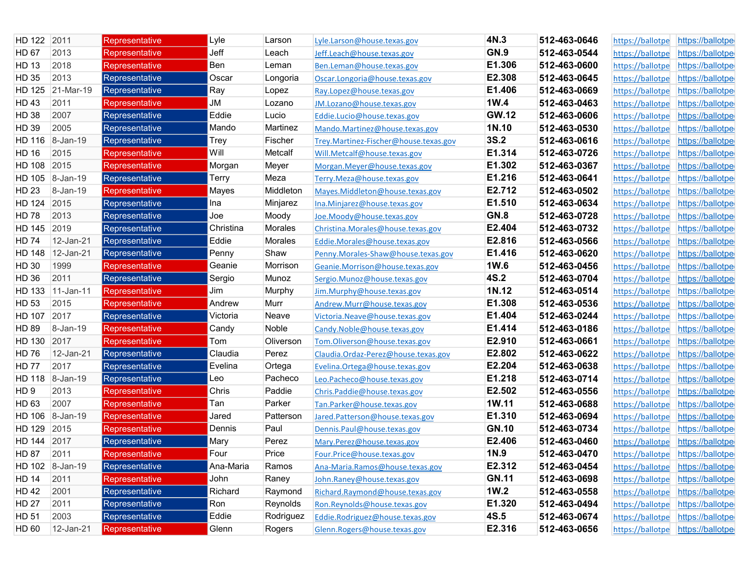| HD 122 | 2011 | Representative | Lyle | Larson | Lyle.Larson@house.texas.gov | 4N.3 | 512-463-0646 | https://ballotpe | https://ballotpe |
|---|---|---|---|---|---|---|---|---|---|
| HD 67 | 2013 | Representative | Jeff | Leach | Jeff.Leach@house.texas.gov | GN.9 | 512-463-0544 | https://ballotpe | https://ballotpe |
| HD 13 | 2018 | Representative | Ben | Leman | Ben.Leman@house.texas.gov | E1.306 | 512-463-0600 | https://ballotpe | https://ballotpe |
| HD 35 | 2013 | Representative | Oscar | Longoria | Oscar.Longoria@house.texas.gov | E2.308 | 512-463-0645 | https://ballotpe | https://ballotpe |
| HD 125 | 21-Mar-19 | Representative | Ray | Lopez | Ray.Lopez@house.texas.gov | E1.406 | 512-463-0669 | https://ballotpe | https://ballotpe |
| HD 43 | 2011 | Representative | JM | Lozano | JM.Lozano@house.texas.gov | 1W.4 | 512-463-0463 | https://ballotpe | https://ballotpe |
| HD 38 | 2007 | Representative | Eddie | Lucio | Eddie.Lucio@house.texas.gov | GW.12 | 512-463-0606 | https://ballotpe | https://ballotpe |
| HD 39 | 2005 | Representative | Mando | Martinez | Mando.Martinez@house.texas.gov | 1N.10 | 512-463-0530 | https://ballotpe | https://ballotpe |
| HD 116 | 8-Jan-19 | Representative | Trey | Fischer | Trey.Martinez-Fischer@house.texas.gov | 3S.2 | 512-463-0616 | https://ballotpe | https://ballotpe |
| HD 16 | 2015 | Representative | Will | Metcalf | Will.Metcalf@house.texas.gov | E1.314 | 512-463-0726 | https://ballotpe | https://ballotpe |
| HD 108 | 2015 | Representative | Morgan | Meyer | Morgan.Meyer@house.texas.gov | E1.302 | 512-463-0367 | https://ballotpe | https://ballotpe |
| HD 105 | 8-Jan-19 | Representative | Terry | Meza | Terry.Meza@house.texas.gov | E1.216 | 512-463-0641 | https://ballotpe | https://ballotpe |
| HD 23 | 8-Jan-19 | Representative | Mayes | Middleton | Mayes.Middleton@house.texas.gov | E2.712 | 512-463-0502 | https://ballotpe | https://ballotpe |
| HD 124 | 2015 | Representative | Ina | Minjarez | Ina.Minjarez@house.texas.gov | E1.510 | 512-463-0634 | https://ballotpe | https://ballotpe |
| HD 78 | 2013 | Representative | Joe | Moody | Joe.Moody@house.texas.gov | GN.8 | 512-463-0728 | https://ballotpe | https://ballotpe |
| HD 145 | 2019 | Representative | Christina | Morales | Christina.Morales@house.texas.gov | E2.404 | 512-463-0732 | https://ballotpe | https://ballotpe |
| HD 74 | 12-Jan-21 | Representative | Eddie | Morales | Eddie.Morales@house.texas.gov | E2.816 | 512-463-0566 | https://ballotpe | https://ballotpe |
| HD 148 | 12-Jan-21 | Representative | Penny | Shaw | Penny.Morales-Shaw@house.texas.gov | E1.416 | 512-463-0620 | https://ballotpe | https://ballotpe |
| HD 30 | 1999 | Representative | Geanie | Morrison | Geanie.Morrison@house.texas.gov | 1W.6 | 512-463-0456 | https://ballotpe | https://ballotpe |
| HD 36 | 2011 | Representative | Sergio | Munoz | Sergio.Munoz@house.texas.gov | 4S.2 | 512-463-0704 | https://ballotpe | https://ballotpe |
| HD 133 | 11-Jan-11 | Representative | Jim | Murphy | Jim.Murphy@house.texas.gov | 1N.12 | 512-463-0514 | https://ballotpe | https://ballotpe |
| HD 53 | 2015 | Representative | Andrew | Murr | Andrew.Murr@house.texas.gov | E1.308 | 512-463-0536 | https://ballotpe | https://ballotpe |
| HD 107 | 2017 | Representative | Victoria | Neave | Victoria.Neave@house.texas.gov | E1.404 | 512-463-0244 | https://ballotpe | https://ballotpe |
| HD 89 | 8-Jan-19 | Representative | Candy | Noble | Candy.Noble@house.texas.gov | E1.414 | 512-463-0186 | https://ballotpe | https://ballotpe |
| HD 130 | 2017 | Representative | Tom | Oliverson | Tom.Oliverson@house.texas.gov | E2.910 | 512-463-0661 | https://ballotpe | https://ballotpe |
| HD 76 | 12-Jan-21 | Representative | Claudia | Perez | Claudia.Ordaz-Perez@house.texas.gov | E2.802 | 512-463-0622 | https://ballotpe | https://ballotpe |
| HD 77 | 2017 | Representative | Evelina | Ortega | Evelina.Ortega@house.texas.gov | E2.204 | 512-463-0638 | https://ballotpe | https://ballotpe |
| HD 118 | 8-Jan-19 | Representative | Leo | Pacheco | Leo.Pacheco@house.texas.gov | E1.218 | 512-463-0714 | https://ballotpe | https://ballotpe |
| HD 9 | 2013 | Representative | Chris | Paddie | Chris.Paddie@house.texas.gov | E2.502 | 512-463-0556 | https://ballotpe | https://ballotpe |
| HD 63 | 2007 | Representative | Tan | Parker | Tan.Parker@house.texas.gov | 1W.11 | 512-463-0688 | https://ballotpe | https://ballotpe |
| HD 106 | 8-Jan-19 | Representative | Jared | Patterson | Jared.Patterson@house.texas.gov | E1.310 | 512-463-0694 | https://ballotpe | https://ballotpe |
| HD 129 | 2015 | Representative | Dennis | Paul | Dennis.Paul@house.texas.gov | GN.10 | 512-463-0734 | https://ballotpe | https://ballotpe |
| HD 144 | 2017 | Representative | Mary | Perez | Mary.Perez@house.texas.gov | E2.406 | 512-463-0460 | https://ballotpe | https://ballotpe |
| HD 87 | 2011 | Representative | Four | Price | Four.Price@house.texas.gov | 1N.9 | 512-463-0470 | https://ballotpe | https://ballotpe |
| HD 102 | 8-Jan-19 | Representative | Ana-Maria | Ramos | Ana-Maria.Ramos@house.texas.gov | E2.312 | 512-463-0454 | https://ballotpe | https://ballotpe |
| HD 14 | 2011 | Representative | John | Raney | John.Raney@house.texas.gov | GN.11 | 512-463-0698 | https://ballotpe | https://ballotpe |
| HD 42 | 2001 | Representative | Richard | Raymond | Richard.Raymond@house.texas.gov | 1W.2 | 512-463-0558 | https://ballotpe | https://ballotpe |
| HD 27 | 2011 | Representative | Ron | Reynolds | Ron.Reynolds@house.texas.gov | E1.320 | 512-463-0494 | https://ballotpe | https://ballotpe |
| HD 51 | 2003 | Representative | Eddie | Rodriguez | Eddie.Rodriguez@house.texas.gov | 4S.5 | 512-463-0674 | https://ballotpe | https://ballotpe |
| HD 60 | 12-Jan-21 | Representative | Glenn | Rogers | Glenn.Rogers@house.texas.gov | E2.316 | 512-463-0656 | https://ballotpe | https://ballotpe |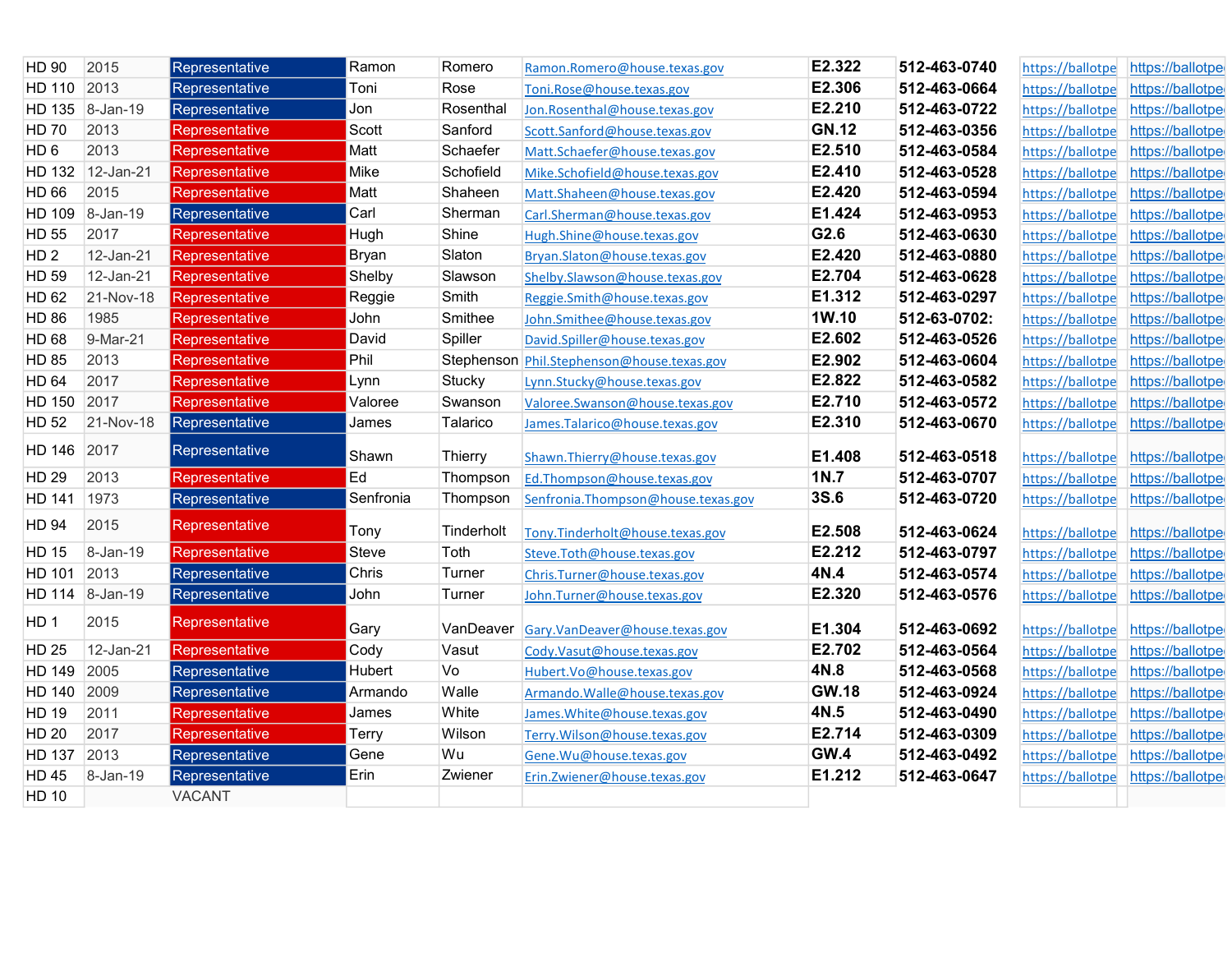| | | | | | | | | | |
|---|---|---|---|---|---|---|---|---|---|
| HD 90 | 2015 | Representative | Ramon | Romero | Ramon.Romero@house.texas.gov | E2.322 | 512-463-0740 | https://ballotpe | https://ballotpe |
| HD 110 | 2013 | Representative | Toni | Rose | Toni.Rose@house.texas.gov | E2.306 | 512-463-0664 | https://ballotpe | https://ballotpe |
| HD 135 | 8-Jan-19 | Representative | Jon | Rosenthal | Jon.Rosenthal@house.texas.gov | E2.210 | 512-463-0722 | https://ballotpe | https://ballotpe |
| HD 70 | 2013 | Representative | Scott | Sanford | Scott.Sanford@house.texas.gov | GN.12 | 512-463-0356 | https://ballotpe | https://ballotpe |
| HD 6 | 2013 | Representative | Matt | Schaefer | Matt.Schaefer@house.texas.gov | E2.510 | 512-463-0584 | https://ballotpe | https://ballotpe |
| HD 132 | 12-Jan-21 | Representative | Mike | Schofield | Mike.Schofield@house.texas.gov | E2.410 | 512-463-0528 | https://ballotpe | https://ballotpe |
| HD 66 | 2015 | Representative | Matt | Shaheen | Matt.Shaheen@house.texas.gov | E2.420 | 512-463-0594 | https://ballotpe | https://ballotpe |
| HD 109 | 8-Jan-19 | Representative | Carl | Sherman | Carl.Sherman@house.texas.gov | E1.424 | 512-463-0953 | https://ballotpe | https://ballotpe |
| HD 55 | 2017 | Representative | Hugh | Shine | Hugh.Shine@house.texas.gov | G2.6 | 512-463-0630 | https://ballotpe | https://ballotpe |
| HD 2 | 12-Jan-21 | Representative | Bryan | Slaton | Bryan.Slaton@house.texas.gov | E2.420 | 512-463-0880 | https://ballotpe | https://ballotpe |
| HD 59 | 12-Jan-21 | Representative | Shelby | Slawson | Shelby.Slawson@house.texas.gov | E2.704 | 512-463-0628 | https://ballotpe | https://ballotpe |
| HD 62 | 21-Nov-18 | Representative | Reggie | Smith | Reggie.Smith@house.texas.gov | E1.312 | 512-463-0297 | https://ballotpe | https://ballotpe |
| HD 86 | 1985 | Representative | John | Smithee | John.Smithee@house.texas.gov | 1W.10 | 512-63-0702: | https://ballotpe | https://ballotpe |
| HD 68 | 9-Mar-21 | Representative | David | Spiller | David.Spiller@house.texas.gov | E2.602 | 512-463-0526 | https://ballotpe | https://ballotpe |
| HD 85 | 2013 | Representative | Phil | Stephenson | Phil.Stephenson@house.texas.gov | E2.902 | 512-463-0604 | https://ballotpe | https://ballotpe |
| HD 64 | 2017 | Representative | Lynn | Stucky | Lynn.Stucky@house.texas.gov | E2.822 | 512-463-0582 | https://ballotpe | https://ballotpe |
| HD 150 | 2017 | Representative | Valoree | Swanson | Valoree.Swanson@house.texas.gov | E2.710 | 512-463-0572 | https://ballotpe | https://ballotpe |
| HD 52 | 21-Nov-18 | Representative | James | Talarico | James.Talarico@house.texas.gov | E2.310 | 512-463-0670 | https://ballotpe | https://ballotpe |
| HD 146 | 2017 | Representative | Shawn | Thierry | Shawn.Thierry@house.texas.gov | E1.408 | 512-463-0518 | https://ballotpe | https://ballotpe |
| HD 29 | 2013 | Representative | Ed | Thompson | Ed.Thompson@house.texas.gov | 1N.7 | 512-463-0707 | https://ballotpe | https://ballotpe |
| HD 141 | 1973 | Representative | Senfronia | Thompson | Senfronia.Thompson@house.texas.gov | 3S.6 | 512-463-0720 | https://ballotpe | https://ballotpe |
| HD 94 | 2015 | Representative | Tony | Tinderholt | Tony.Tinderholt@house.texas.gov | E2.508 | 512-463-0624 | https://ballotpe | https://ballotpe |
| HD 15 | 8-Jan-19 | Representative | Steve | Toth | Steve.Toth@house.texas.gov | E2.212 | 512-463-0797 | https://ballotpe | https://ballotpe |
| HD 101 | 2013 | Representative | Chris | Turner | Chris.Turner@house.texas.gov | 4N.4 | 512-463-0574 | https://ballotpe | https://ballotpe |
| HD 114 | 8-Jan-19 | Representative | John | Turner | John.Turner@house.texas.gov | E2.320 | 512-463-0576 | https://ballotpe | https://ballotpe |
| HD 1 | 2015 | Representative | Gary | VanDeaver | Gary.VanDeaver@house.texas.gov | E1.304 | 512-463-0692 | https://ballotpe | https://ballotpe |
| HD 25 | 12-Jan-21 | Representative | Cody | Vasut | Cody.Vasut@house.texas.gov | E2.702 | 512-463-0564 | https://ballotpe | https://ballotpe |
| HD 149 | 2005 | Representative | Hubert | Vo | Hubert.Vo@house.texas.gov | 4N.8 | 512-463-0568 | https://ballotpe | https://ballotpe |
| HD 140 | 2009 | Representative | Armando | Walle | Armando.Walle@house.texas.gov | GW.18 | 512-463-0924 | https://ballotpe | https://ballotpe |
| HD 19 | 2011 | Representative | James | White | James.White@house.texas.gov | 4N.5 | 512-463-0490 | https://ballotpe | https://ballotpe |
| HD 20 | 2017 | Representative | Terry | Wilson | Terry.Wilson@house.texas.gov | E2.714 | 512-463-0309 | https://ballotpe | https://ballotpe |
| HD 137 | 2013 | Representative | Gene | Wu | Gene.Wu@house.texas.gov | GW.4 | 512-463-0492 | https://ballotpe | https://ballotpe |
| HD 45 | 8-Jan-19 | Representative | Erin | Zwiener | Erin.Zwiener@house.texas.gov | E1.212 | 512-463-0647 | https://ballotpe | https://ballotpe |
| HD 10 | | VACANT | | | | | | | |